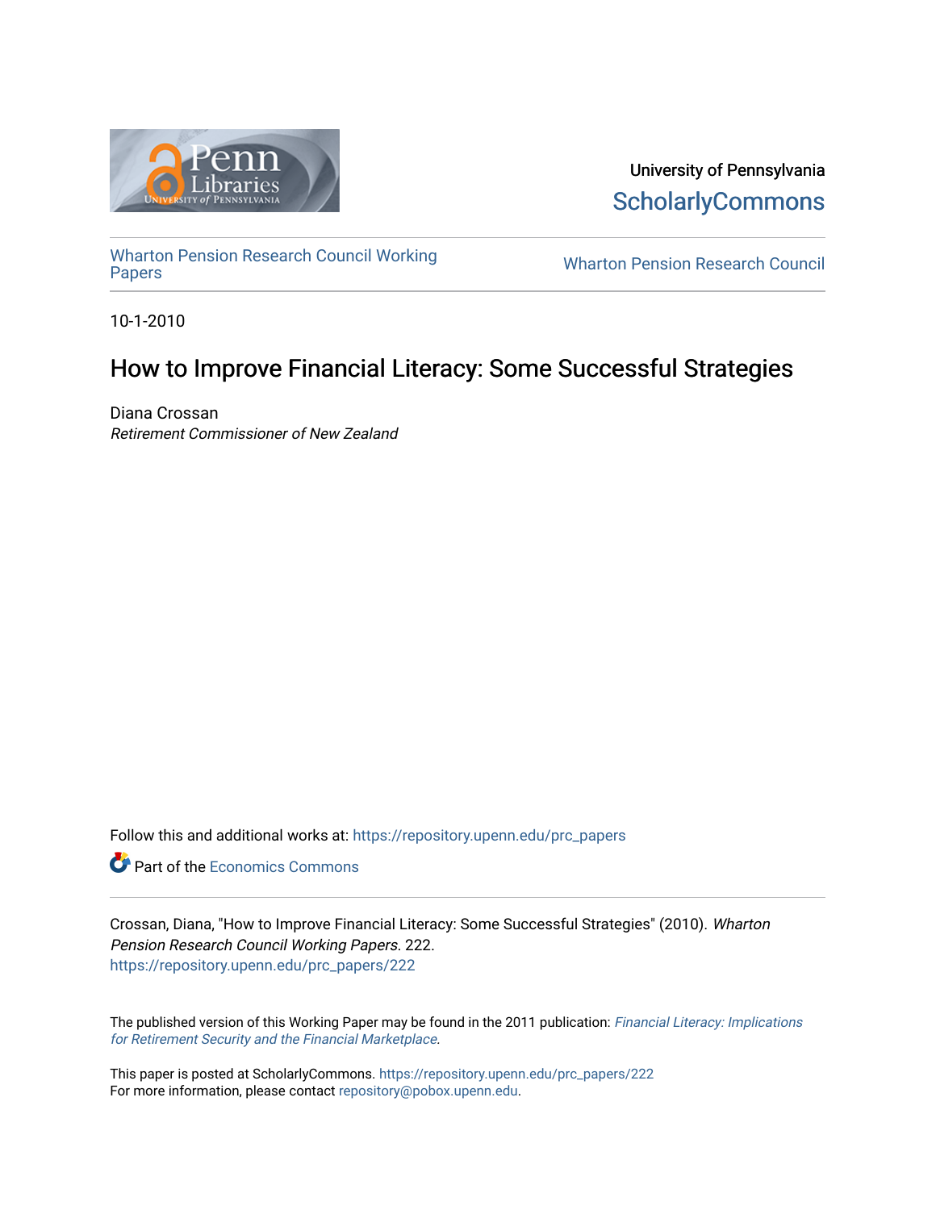University of Pennsylvania
ScholarlyCommons

Wharton Pension Research Council Working Papers

Wharton Pension Research Council

10-1-2010

# How to Improve Financial Literacy: Some Successful Strategies

Diana Crossan
*Retirement Commissioner of New Zealand*

Follow this and additional works at: https://repository.upenn.edu/prc_papers

Part of the Economics Commons

Crossan, Diana, "How to Improve Financial Literacy: Some Successful Strategies" (2010). *Wharton Pension Research Council Working Papers*. 222.
https://repository.upenn.edu/prc_papers/222

The published version of this Working Paper may be found in the 2011 publication: *Financial Literacy: Implications for Retirement Security and the Financial Marketplace*.

This paper is posted at ScholarlyCommons. https://repository.upenn.edu/prc_papers/222
For more information, please contact repository@pobox.upenn.edu.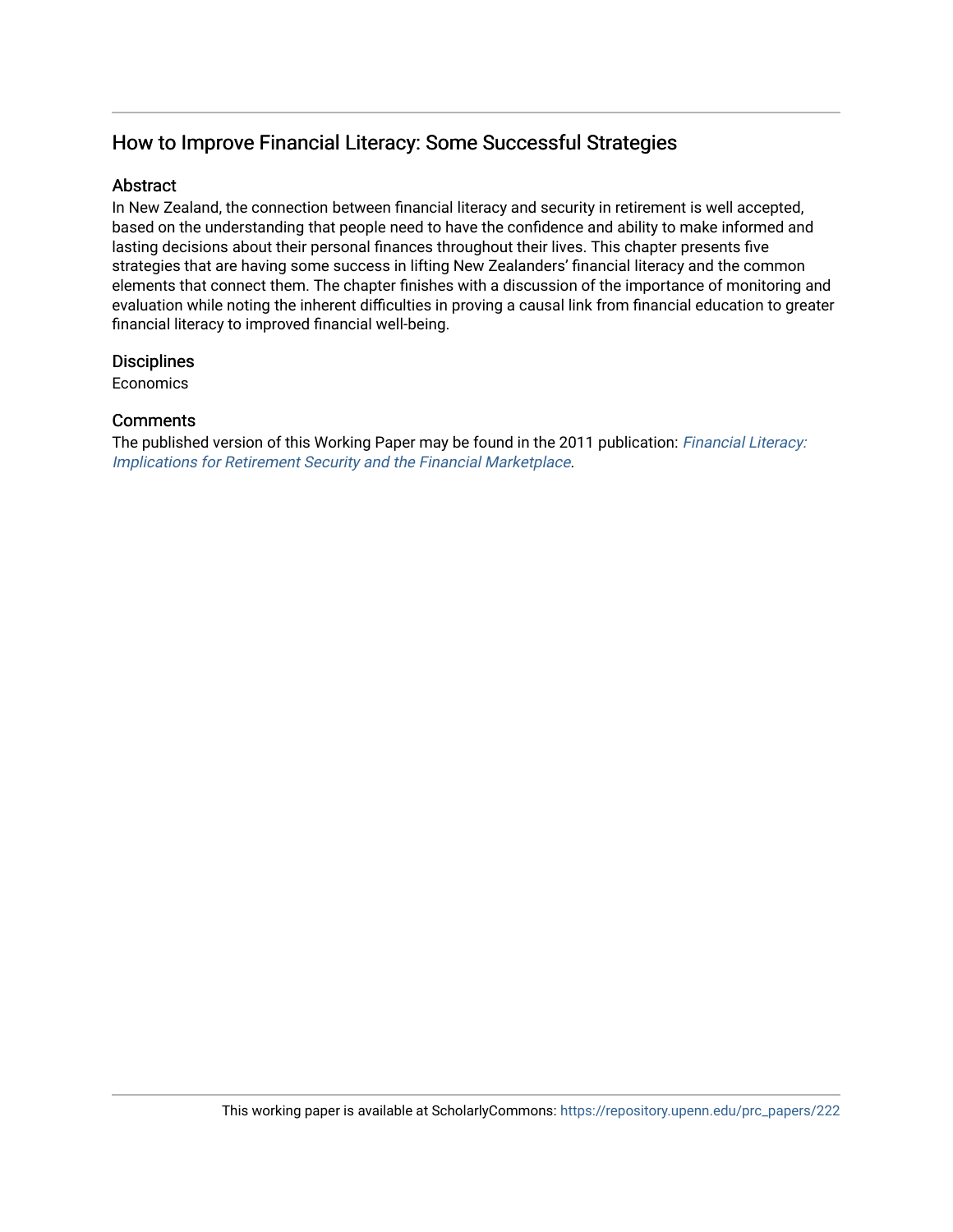## How to Improve Financial Literacy: Some Successful Strategies

### Abstract

In New Zealand, the connection between financial literacy and security in retirement is well accepted, based on the understanding that people need to have the confidence and ability to make informed and lasting decisions about their personal finances throughout their lives. This chapter presents five strategies that are having some success in lifting New Zealanders' financial literacy and the common elements that connect them. The chapter finishes with a discussion of the importance of monitoring and evaluation while noting the inherent difficulties in proving a causal link from financial education to greater financial literacy to improved financial well-being.

### Disciplines

Economics

### Comments

The published version of this Working Paper may be found in the 2011 publication: *Financial Literacy: Implications for Retirement Security and the Financial Marketplace*.

This working paper is available at ScholarlyCommons: https://repository.upenn.edu/prc_papers/222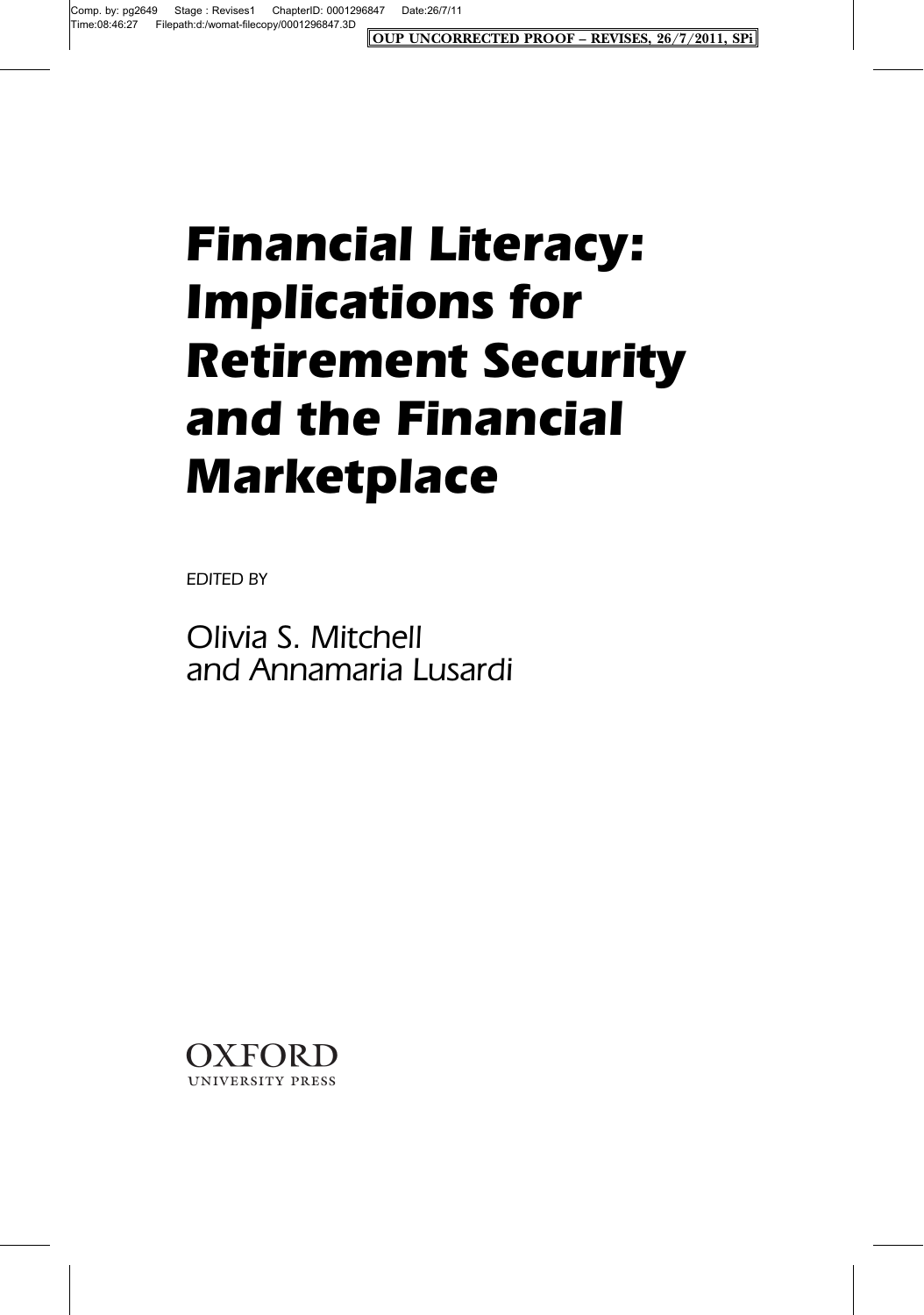# Financial Literacy: Implications for Retirement Security and the Financial Marketplace

EDITED BY

Olivia S. Mitchell
and Annamaria Lusardi

OXFORD
UNIVERSITY PRESS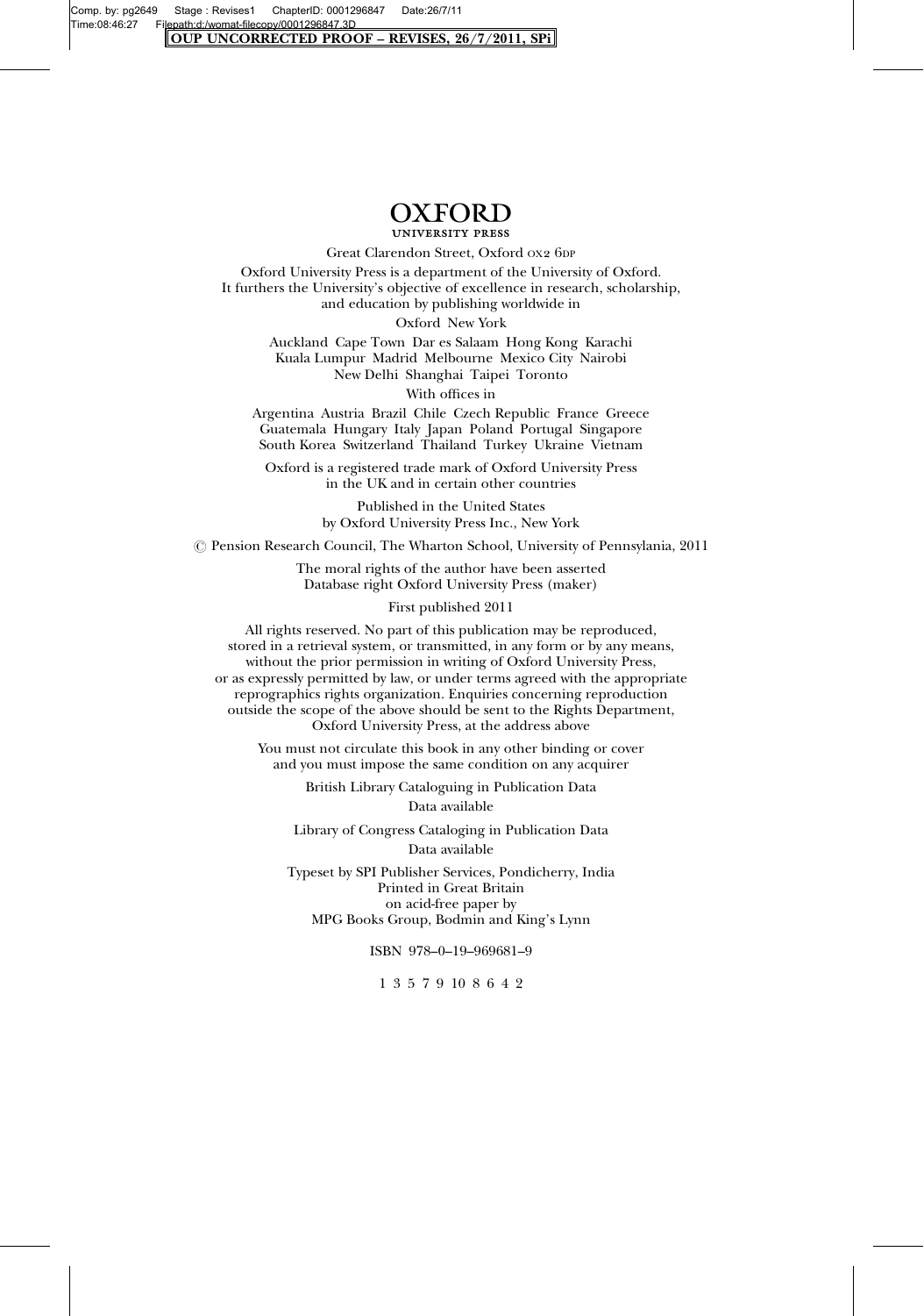# OXFORD
UNIVERSITY PRESS

Great Clarendon Street, Oxford OX2 6DP

Oxford University Press is a department of the University of Oxford.
It furthers the University's objective of excellence in research, scholarship,
and education by publishing worldwide in

Oxford New York

Auckland Cape Town Dar es Salaam Hong Kong Karachi
Kuala Lumpur Madrid Melbourne Mexico City Nairobi
New Delhi Shanghai Taipei Toronto

With offices in

Argentina Austria Brazil Chile Czech Republic France Greece
Guatemala Hungary Italy Japan Poland Portugal Singapore
South Korea Switzerland Thailand Turkey Ukraine Vietnam

Oxford is a registered trade mark of Oxford University Press
in the UK and in certain other countries

Published in the United States
by Oxford University Press Inc., New York

© Pension Research Council, The Wharton School, University of Pennsylania, 2011

The moral rights of the author have been asserted
Database right Oxford University Press (maker)

First published 2011

All rights reserved. No part of this publication may be reproduced,
stored in a retrieval system, or transmitted, in any form or by any means,
without the prior permission in writing of Oxford University Press,
or as expressly permitted by law, or under terms agreed with the appropriate
reprographics rights organization. Enquiries concerning reproduction
outside the scope of the above should be sent to the Rights Department,
Oxford University Press, at the address above

You must not circulate this book in any other binding or cover
and you must impose the same condition on any acquirer

British Library Cataloguing in Publication Data
Data available

Library of Congress Cataloging in Publication Data
Data available

Typeset by SPI Publisher Services, Pondicherry, India
Printed in Great Britain
on acid-free paper by
MPG Books Group, Bodmin and King's Lynn

ISBN 978–0–19–969681–9

1 3 5 7 9 10 8 6 4 2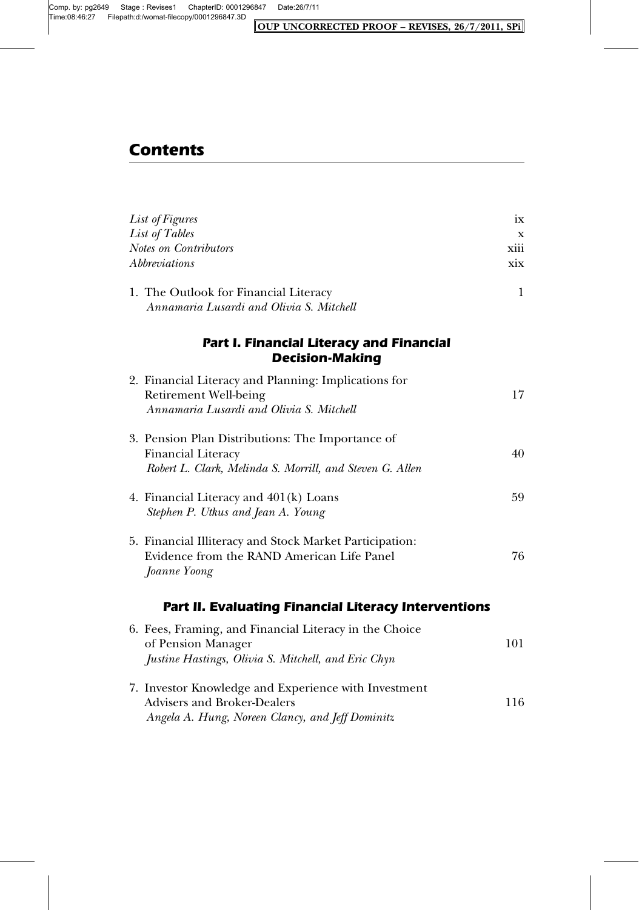# Contents

*List of Figures* ix
*List of Tables* x
*Notes on Contributors* xiii
*Abbreviations* xix

1. The Outlook for Financial Literacy 1
   *Annamaria Lusardi and Olivia S. Mitchell*

## Part I. Financial Literacy and Financial Decision-Making

2. Financial Literacy and Planning: Implications for Retirement Well-being 17
   *Annamaria Lusardi and Olivia S. Mitchell*

3. Pension Plan Distributions: The Importance of Financial Literacy 40
   *Robert L. Clark, Melinda S. Morrill, and Steven G. Allen*

4. Financial Literacy and 401(k) Loans 59
   *Stephen P. Utkus and Jean A. Young*

5. Financial Illiteracy and Stock Market Participation: Evidence from the RAND American Life Panel 76
   *Joanne Yoong*

## Part II. Evaluating Financial Literacy Interventions

6. Fees, Framing, and Financial Literacy in the Choice of Pension Manager 101
   *Justine Hastings, Olivia S. Mitchell, and Eric Chyn*

7. Investor Knowledge and Experience with Investment Advisers and Broker-Dealers 116
   *Angela A. Hung, Noreen Clancy, and Jeff Dominitz*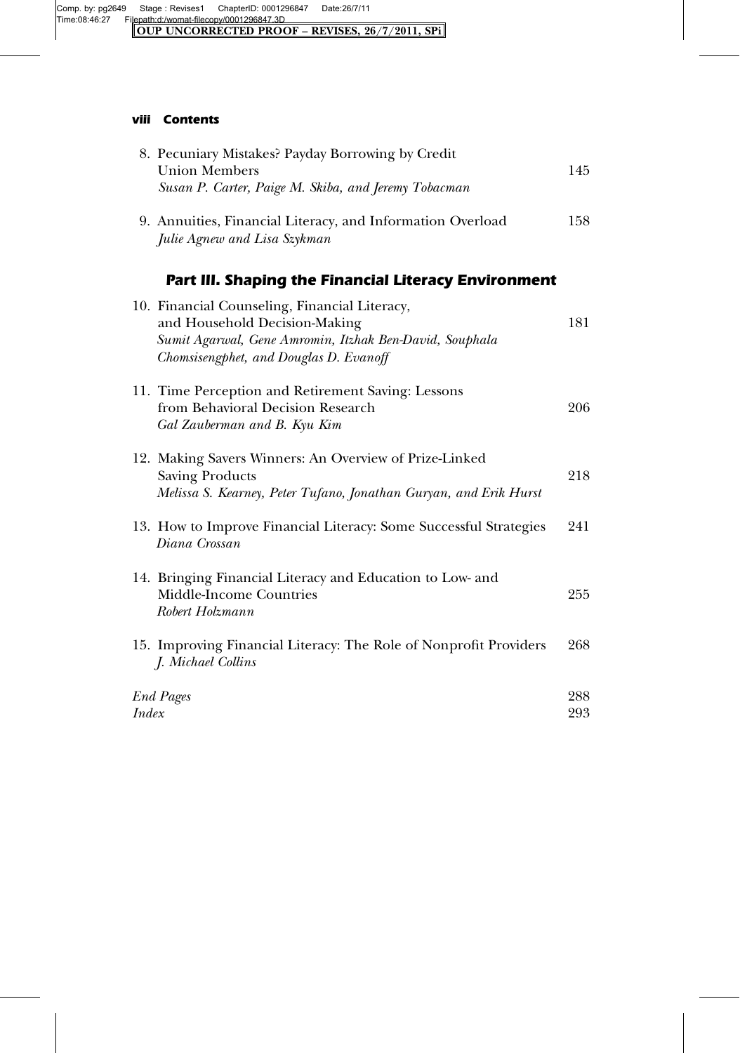8. Pecuniary Mistakes? Payday Borrowing by Credit Union Members — 145
   *Susan P. Carter, Paige M. Skiba, and Jeremy Tobacman*

9. Annuities, Financial Literacy, and Information Overload — 158
   *Julie Agnew and Lisa Szykman*

## Part III. Shaping the Financial Literacy Environment

10. Financial Counseling, Financial Literacy, and Household Decision-Making — 181
    *Sumit Agarwal, Gene Amromin, Itzhak Ben-David, Souphala Chomsisengphet, and Douglas D. Evanoff*

11. Time Perception and Retirement Saving: Lessons from Behavioral Decision Research — 206
    *Gal Zauberman and B. Kyu Kim*

12. Making Savers Winners: An Overview of Prize-Linked Saving Products — 218
    *Melissa S. Kearney, Peter Tufano, Jonathan Guryan, and Erik Hurst*

13. How to Improve Financial Literacy: Some Successful Strategies — 241
    *Diana Crossan*

14. Bringing Financial Literacy and Education to Low- and Middle-Income Countries — 255
    *Robert Holzmann*

15. Improving Financial Literacy: The Role of Nonprofit Providers — 268
    *J. Michael Collins*

*End Pages* — 288

*Index* — 293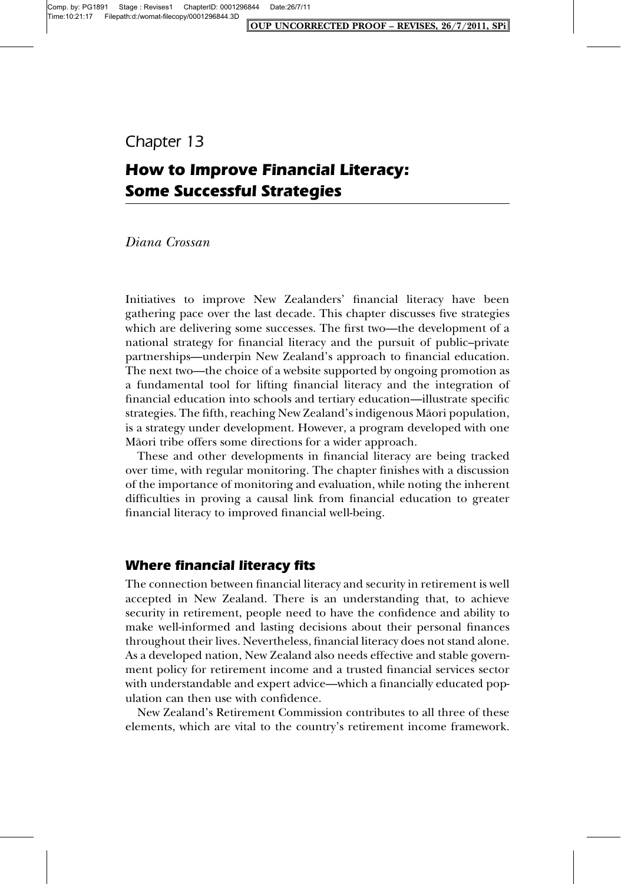# Chapter 13

## How to Improve Financial Literacy: Some Successful Strategies

*Diana Crossan*

Initiatives to improve New Zealanders' financial literacy have been gathering pace over the last decade. This chapter discusses five strategies which are delivering some successes. The first two—the development of a national strategy for financial literacy and the pursuit of public–private partnerships—underpin New Zealand's approach to financial education. The next two—the choice of a website supported by ongoing promotion as a fundamental tool for lifting financial literacy and the integration of financial education into schools and tertiary education—illustrate specific strategies. The fifth, reaching New Zealand's indigenous Māori population, is a strategy under development. However, a program developed with one Māori tribe offers some directions for a wider approach.

These and other developments in financial literacy are being tracked over time, with regular monitoring. The chapter finishes with a discussion of the importance of monitoring and evaluation, while noting the inherent difficulties in proving a causal link from financial education to greater financial literacy to improved financial well-being.

### Where financial literacy fits

The connection between financial literacy and security in retirement is well accepted in New Zealand. There is an understanding that, to achieve security in retirement, people need to have the confidence and ability to make well-informed and lasting decisions about their personal finances throughout their lives. Nevertheless, financial literacy does not stand alone. As a developed nation, New Zealand also needs effective and stable government policy for retirement income and a trusted financial services sector with understandable and expert advice—which a financially educated population can then use with confidence.

New Zealand's Retirement Commission contributes to all three of these elements, which are vital to the country's retirement income framework.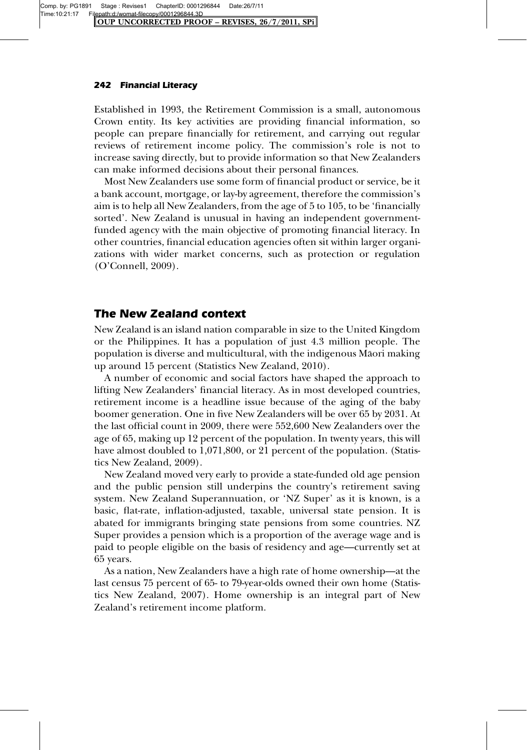Established in 1993, the Retirement Commission is a small, autonomous Crown entity. Its key activities are providing financial information, so people can prepare financially for retirement, and carrying out regular reviews of retirement income policy. The commission's role is not to increase saving directly, but to provide information so that New Zealanders can make informed decisions about their personal finances.

Most New Zealanders use some form of financial product or service, be it a bank account, mortgage, or lay-by agreement, therefore the commission's aim is to help all New Zealanders, from the age of 5 to 105, to be 'financially sorted'. New Zealand is unusual in having an independent government-funded agency with the main objective of promoting financial literacy. In other countries, financial education agencies often sit within larger organizations with wider market concerns, such as protection or regulation (O'Connell, 2009).

## The New Zealand context

New Zealand is an island nation comparable in size to the United Kingdom or the Philippines. It has a population of just 4.3 million people. The population is diverse and multicultural, with the indigenous Māori making up around 15 percent (Statistics New Zealand, 2010).

A number of economic and social factors have shaped the approach to lifting New Zealanders' financial literacy. As in most developed countries, retirement income is a headline issue because of the aging of the baby boomer generation. One in five New Zealanders will be over 65 by 2031. At the last official count in 2009, there were 552,600 New Zealanders over the age of 65, making up 12 percent of the population. In twenty years, this will have almost doubled to 1,071,800, or 21 percent of the population. (Statistics New Zealand, 2009).

New Zealand moved very early to provide a state-funded old age pension and the public pension still underpins the country's retirement saving system. New Zealand Superannuation, or 'NZ Super' as it is known, is a basic, flat-rate, inflation-adjusted, taxable, universal state pension. It is abated for immigrants bringing state pensions from some countries. NZ Super provides a pension which is a proportion of the average wage and is paid to people eligible on the basis of residency and age—currently set at 65 years.

As a nation, New Zealanders have a high rate of home ownership—at the last census 75 percent of 65- to 79-year-olds owned their own home (Statistics New Zealand, 2007). Home ownership is an integral part of New Zealand's retirement income platform.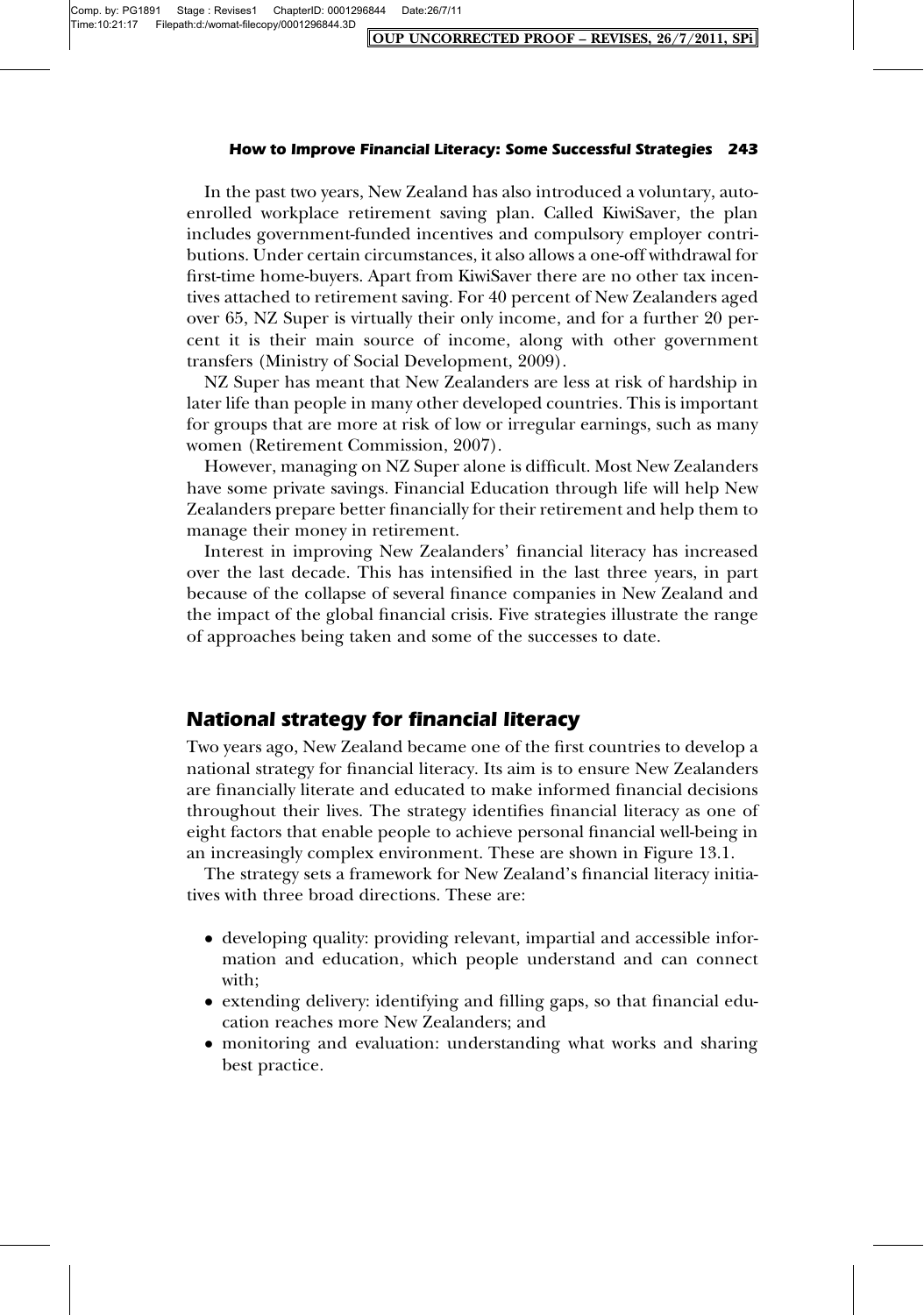In the past two years, New Zealand has also introduced a voluntary, auto-enrolled workplace retirement saving plan. Called KiwiSaver, the plan includes government-funded incentives and compulsory employer contributions. Under certain circumstances, it also allows a one-off withdrawal for first-time home-buyers. Apart from KiwiSaver there are no other tax incentives attached to retirement saving. For 40 percent of New Zealanders aged over 65, NZ Super is virtually their only income, and for a further 20 percent it is their main source of income, along with other government transfers (Ministry of Social Development, 2009).

NZ Super has meant that New Zealanders are less at risk of hardship in later life than people in many other developed countries. This is important for groups that are more at risk of low or irregular earnings, such as many women (Retirement Commission, 2007).

However, managing on NZ Super alone is difficult. Most New Zealanders have some private savings. Financial Education through life will help New Zealanders prepare better financially for their retirement and help them to manage their money in retirement.

Interest in improving New Zealanders' financial literacy has increased over the last decade. This has intensified in the last three years, in part because of the collapse of several finance companies in New Zealand and the impact of the global financial crisis. Five strategies illustrate the range of approaches being taken and some of the successes to date.

## National strategy for financial literacy

Two years ago, New Zealand became one of the first countries to develop a national strategy for financial literacy. Its aim is to ensure New Zealanders are financially literate and educated to make informed financial decisions throughout their lives. The strategy identifies financial literacy as one of eight factors that enable people to achieve personal financial well-being in an increasingly complex environment. These are shown in Figure 13.1.

The strategy sets a framework for New Zealand's financial literacy initiatives with three broad directions. These are:

- developing quality: providing relevant, impartial and accessible information and education, which people understand and can connect with;
- extending delivery: identifying and filling gaps, so that financial education reaches more New Zealanders; and
- monitoring and evaluation: understanding what works and sharing best practice.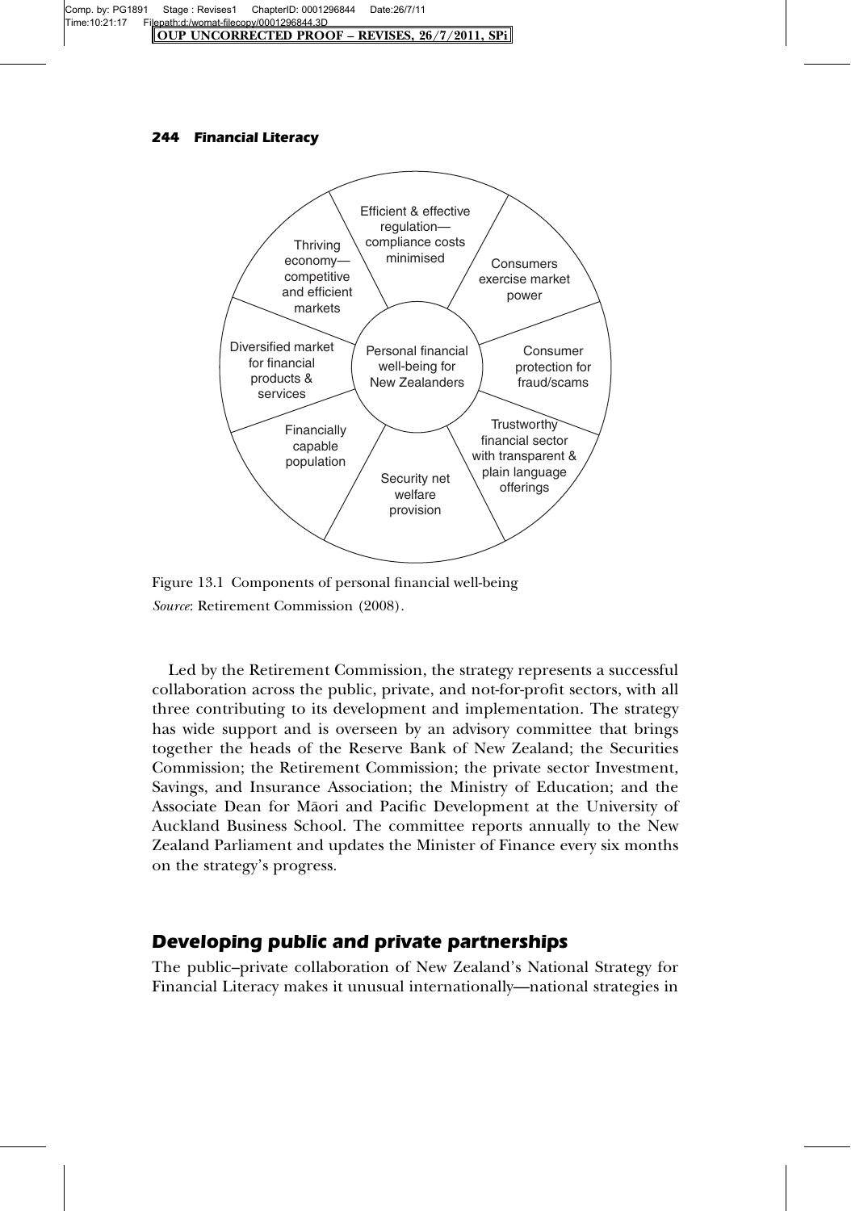Efficient & effective regulation—compliance costs minimised

Consumers exercise market power

Consumer protection for fraud/scams

Trustworthy financial sector with transparent & plain language offerings

Security net welfare provision

Financially capable population

Diversified market for financial products & services

Thriving economy—competitive and efficient markets

Personal financial well-being for New Zealanders

Figure 13.1 Components of personal financial well-being

*Source*: Retirement Commission (2008).

Led by the Retirement Commission, the strategy represents a successful collaboration across the public, private, and not-for-profit sectors, with all three contributing to its development and implementation. The strategy has wide support and is overseen by an advisory committee that brings together the heads of the Reserve Bank of New Zealand; the Securities Commission; the Retirement Commission; the private sector Investment, Savings, and Insurance Association; the Ministry of Education; and the Associate Dean for Māori and Pacific Development at the University of Auckland Business School. The committee reports annually to the New Zealand Parliament and updates the Minister of Finance every six months on the strategy's progress.

## Developing public and private partnerships

The public–private collaboration of New Zealand's National Strategy for Financial Literacy makes it unusual internationally—national strategies in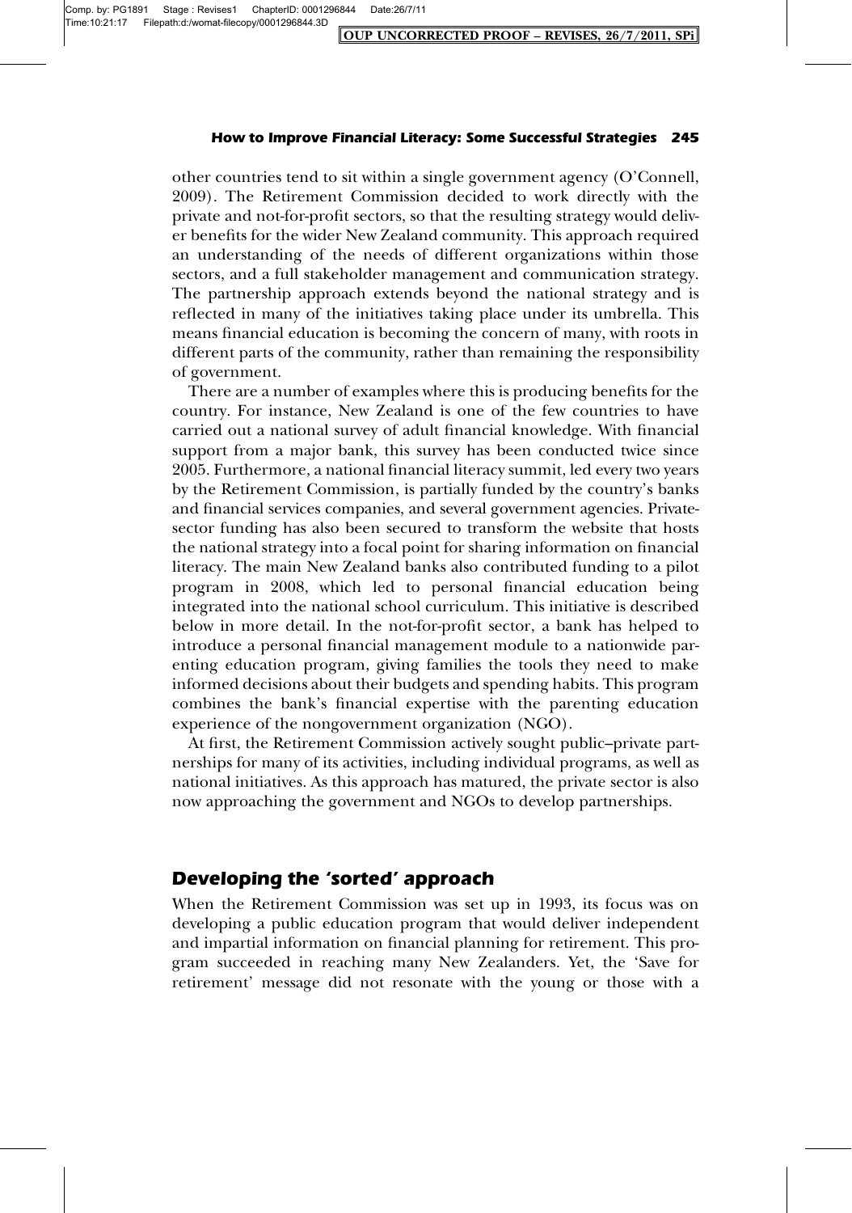other countries tend to sit within a single government agency (O'Connell, 2009). The Retirement Commission decided to work directly with the private and not-for-profit sectors, so that the resulting strategy would deliver benefits for the wider New Zealand community. This approach required an understanding of the needs of different organizations within those sectors, and a full stakeholder management and communication strategy. The partnership approach extends beyond the national strategy and is reflected in many of the initiatives taking place under its umbrella. This means financial education is becoming the concern of many, with roots in different parts of the community, rather than remaining the responsibility of government.

There are a number of examples where this is producing benefits for the country. For instance, New Zealand is one of the few countries to have carried out a national survey of adult financial knowledge. With financial support from a major bank, this survey has been conducted twice since 2005. Furthermore, a national financial literacy summit, led every two years by the Retirement Commission, is partially funded by the country's banks and financial services companies, and several government agencies. Private-sector funding has also been secured to transform the website that hosts the national strategy into a focal point for sharing information on financial literacy. The main New Zealand banks also contributed funding to a pilot program in 2008, which led to personal financial education being integrated into the national school curriculum. This initiative is described below in more detail. In the not-for-profit sector, a bank has helped to introduce a personal financial management module to a nationwide parenting education program, giving families the tools they need to make informed decisions about their budgets and spending habits. This program combines the bank's financial expertise with the parenting education experience of the nongovernment organization (NGO).

At first, the Retirement Commission actively sought public–private partnerships for many of its activities, including individual programs, as well as national initiatives. As this approach has matured, the private sector is also now approaching the government and NGOs to develop partnerships.

## Developing the 'sorted' approach

When the Retirement Commission was set up in 1993, its focus was on developing a public education program that would deliver independent and impartial information on financial planning for retirement. This program succeeded in reaching many New Zealanders. Yet, the 'Save for retirement' message did not resonate with the young or those with a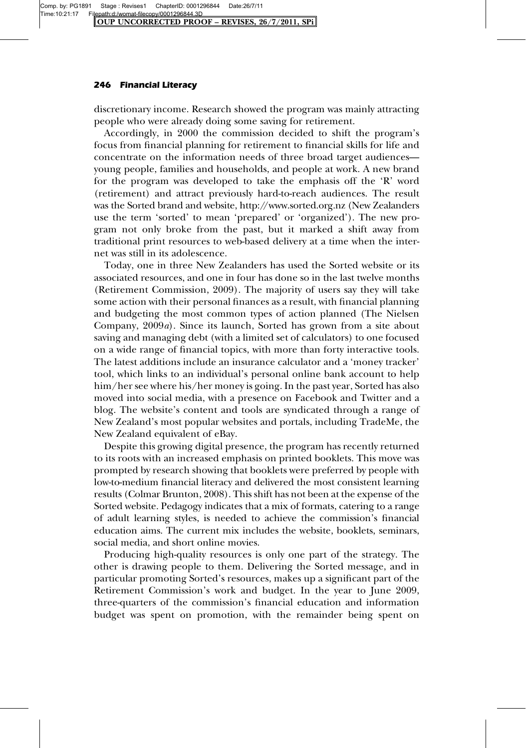discretionary income. Research showed the program was mainly attracting people who were already doing some saving for retirement.

Accordingly, in 2000 the commission decided to shift the program's focus from financial planning for retirement to financial skills for life and concentrate on the information needs of three broad target audiences—young people, families and households, and people at work. A new brand for the program was developed to take the emphasis off the 'R' word (retirement) and attract previously hard-to-reach audiences. The result was the Sorted brand and website, http://www.sorted.org.nz (New Zealanders use the term 'sorted' to mean 'prepared' or 'organized'). The new program not only broke from the past, but it marked a shift away from traditional print resources to web-based delivery at a time when the internet was still in its adolescence.

Today, one in three New Zealanders has used the Sorted website or its associated resources, and one in four has done so in the last twelve months (Retirement Commission, 2009). The majority of users say they will take some action with their personal finances as a result, with financial planning and budgeting the most common types of action planned (The Nielsen Company, 2009*a*). Since its launch, Sorted has grown from a site about saving and managing debt (with a limited set of calculators) to one focused on a wide range of financial topics, with more than forty interactive tools. The latest additions include an insurance calculator and a 'money tracker' tool, which links to an individual's personal online bank account to help him/her see where his/her money is going. In the past year, Sorted has also moved into social media, with a presence on Facebook and Twitter and a blog. The website's content and tools are syndicated through a range of New Zealand's most popular websites and portals, including TradeMe, the New Zealand equivalent of eBay.

Despite this growing digital presence, the program has recently returned to its roots with an increased emphasis on printed booklets. This move was prompted by research showing that booklets were preferred by people with low-to-medium financial literacy and delivered the most consistent learning results (Colmar Brunton, 2008). This shift has not been at the expense of the Sorted website. Pedagogy indicates that a mix of formats, catering to a range of adult learning styles, is needed to achieve the commission's financial education aims. The current mix includes the website, booklets, seminars, social media, and short online movies.

Producing high-quality resources is only one part of the strategy. The other is drawing people to them. Delivering the Sorted message, and in particular promoting Sorted's resources, makes up a significant part of the Retirement Commission's work and budget. In the year to June 2009, three-quarters of the commission's financial education and information budget was spent on promotion, with the remainder being spent on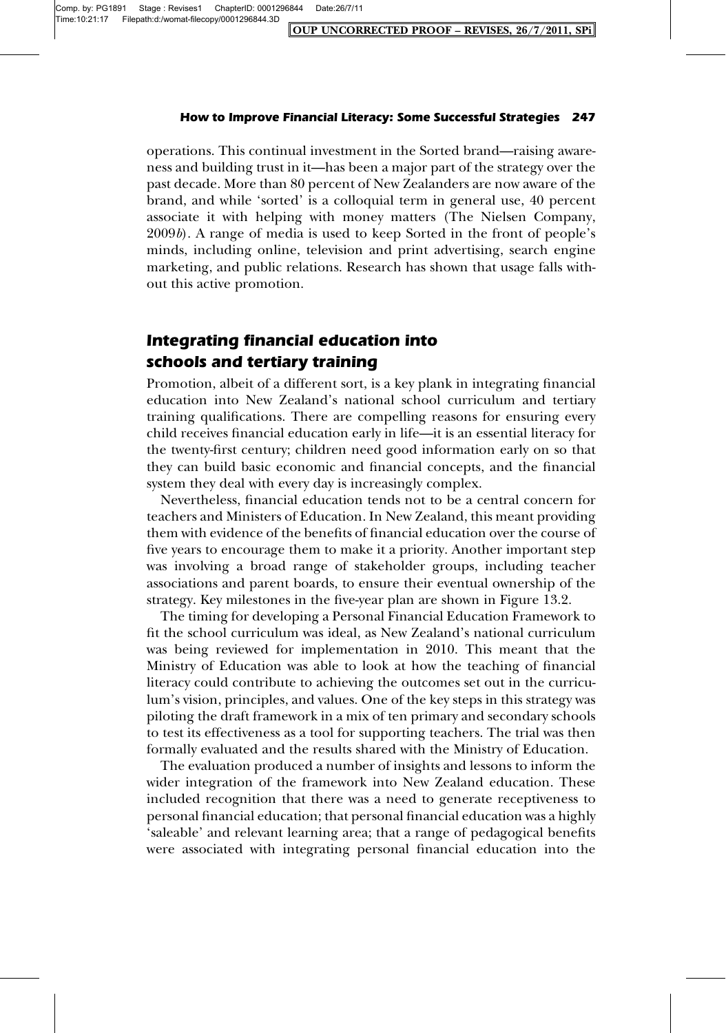operations. This continual investment in the Sorted brand—raising awareness and building trust in it—has been a major part of the strategy over the past decade. More than 80 percent of New Zealanders are now aware of the brand, and while 'sorted' is a colloquial term in general use, 40 percent associate it with helping with money matters (The Nielsen Company, 2009*b*). A range of media is used to keep Sorted in the front of people's minds, including online, television and print advertising, search engine marketing, and public relations. Research has shown that usage falls without this active promotion.

## Integrating financial education into schools and tertiary training

Promotion, albeit of a different sort, is a key plank in integrating financial education into New Zealand's national school curriculum and tertiary training qualifications. There are compelling reasons for ensuring every child receives financial education early in life—it is an essential literacy for the twenty-first century; children need good information early on so that they can build basic economic and financial concepts, and the financial system they deal with every day is increasingly complex.

Nevertheless, financial education tends not to be a central concern for teachers and Ministers of Education. In New Zealand, this meant providing them with evidence of the benefits of financial education over the course of five years to encourage them to make it a priority. Another important step was involving a broad range of stakeholder groups, including teacher associations and parent boards, to ensure their eventual ownership of the strategy. Key milestones in the five-year plan are shown in Figure 13.2.

The timing for developing a Personal Financial Education Framework to fit the school curriculum was ideal, as New Zealand's national curriculum was being reviewed for implementation in 2010. This meant that the Ministry of Education was able to look at how the teaching of financial literacy could contribute to achieving the outcomes set out in the curriculum's vision, principles, and values. One of the key steps in this strategy was piloting the draft framework in a mix of ten primary and secondary schools to test its effectiveness as a tool for supporting teachers. The trial was then formally evaluated and the results shared with the Ministry of Education.

The evaluation produced a number of insights and lessons to inform the wider integration of the framework into New Zealand education. These included recognition that there was a need to generate receptiveness to personal financial education; that personal financial education was a highly 'saleable' and relevant learning area; that a range of pedagogical benefits were associated with integrating personal financial education into the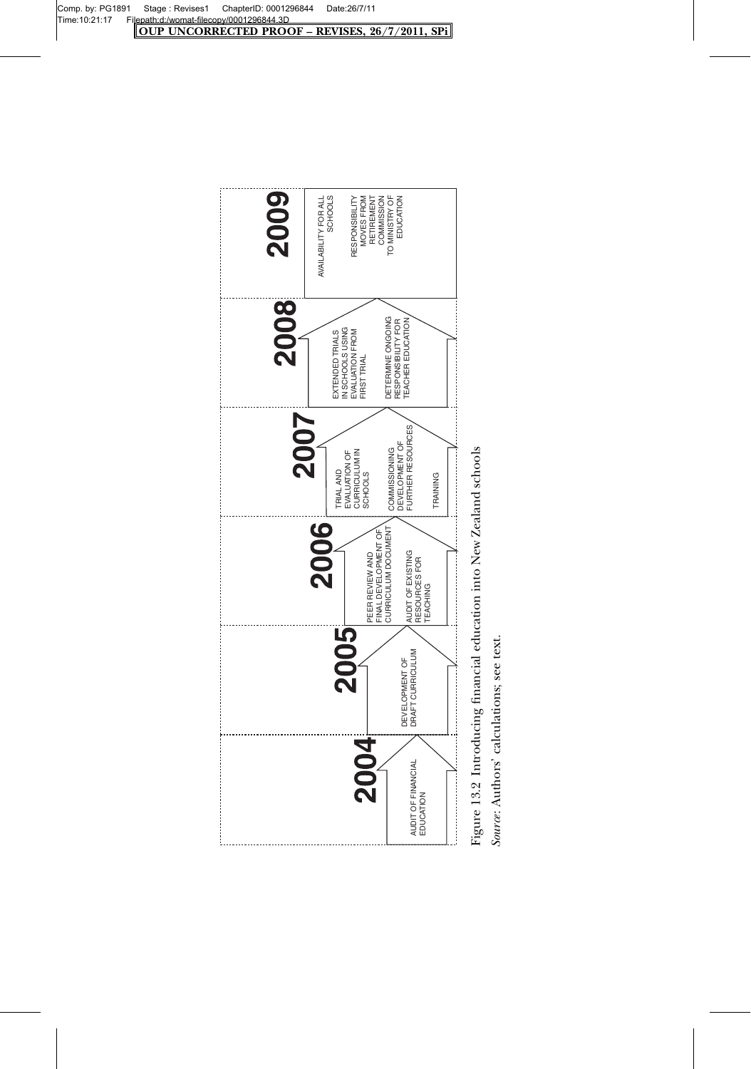| 2004 | 2005 | 2006 | 2007 | 2008 | 2009 |
| --- | --- | --- | --- | --- | --- |
| AUDIT OF FINANCIAL EDUCATION | DEVELOPMENT OF DRAFT CURRICULUM | PEER REVIEW AND FINAL DEVELOPMENT OF CURRICULUM DOCUMENT<br><br>AUDIT OF EXISTING RESOURCES FOR TEACHING | TRIAL AND EVALUATION OF CURRICULUM IN SCHOOLS<br><br>COMMISSIONING DEVELOPMENT OF FURTHER RESOURCES<br><br>TRAINING | EXTENDED TRIALS IN SCHOOLS USING EVALUATION FROM FIRST TRIAL<br><br>DETERMINE ONGOING RESPONSIBILITY FOR TEACHER EDUCATION | AVAILABILITY FOR ALL SCHOOLS<br><br>RESPONSIBILITY MOVES FROM RETIREMENT COMMISSION TO MINISTRY OF EDUCATION |

Figure 13.2 Introducing financial education into New Zealand schools

*Source*: Authors' calculations; see text.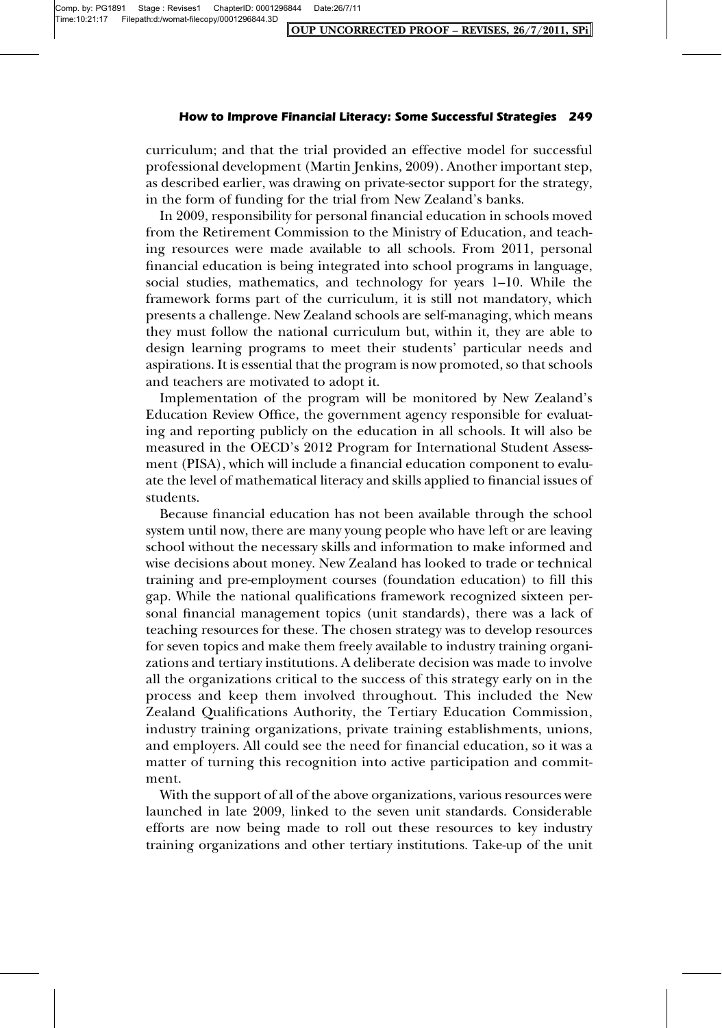curriculum; and that the trial provided an effective model for successful professional development (Martin Jenkins, 2009). Another important step, as described earlier, was drawing on private-sector support for the strategy, in the form of funding for the trial from New Zealand's banks.

In 2009, responsibility for personal financial education in schools moved from the Retirement Commission to the Ministry of Education, and teaching resources were made available to all schools. From 2011, personal financial education is being integrated into school programs in language, social studies, mathematics, and technology for years 1–10. While the framework forms part of the curriculum, it is still not mandatory, which presents a challenge. New Zealand schools are self-managing, which means they must follow the national curriculum but, within it, they are able to design learning programs to meet their students' particular needs and aspirations. It is essential that the program is now promoted, so that schools and teachers are motivated to adopt it.

Implementation of the program will be monitored by New Zealand's Education Review Office, the government agency responsible for evaluating and reporting publicly on the education in all schools. It will also be measured in the OECD's 2012 Program for International Student Assessment (PISA), which will include a financial education component to evaluate the level of mathematical literacy and skills applied to financial issues of students.

Because financial education has not been available through the school system until now, there are many young people who have left or are leaving school without the necessary skills and information to make informed and wise decisions about money. New Zealand has looked to trade or technical training and pre-employment courses (foundation education) to fill this gap. While the national qualifications framework recognized sixteen personal financial management topics (unit standards), there was a lack of teaching resources for these. The chosen strategy was to develop resources for seven topics and make them freely available to industry training organizations and tertiary institutions. A deliberate decision was made to involve all the organizations critical to the success of this strategy early on in the process and keep them involved throughout. This included the New Zealand Qualifications Authority, the Tertiary Education Commission, industry training organizations, private training establishments, unions, and employers. All could see the need for financial education, so it was a matter of turning this recognition into active participation and commitment.

With the support of all of the above organizations, various resources were launched in late 2009, linked to the seven unit standards. Considerable efforts are now being made to roll out these resources to key industry training organizations and other tertiary institutions. Take-up of the unit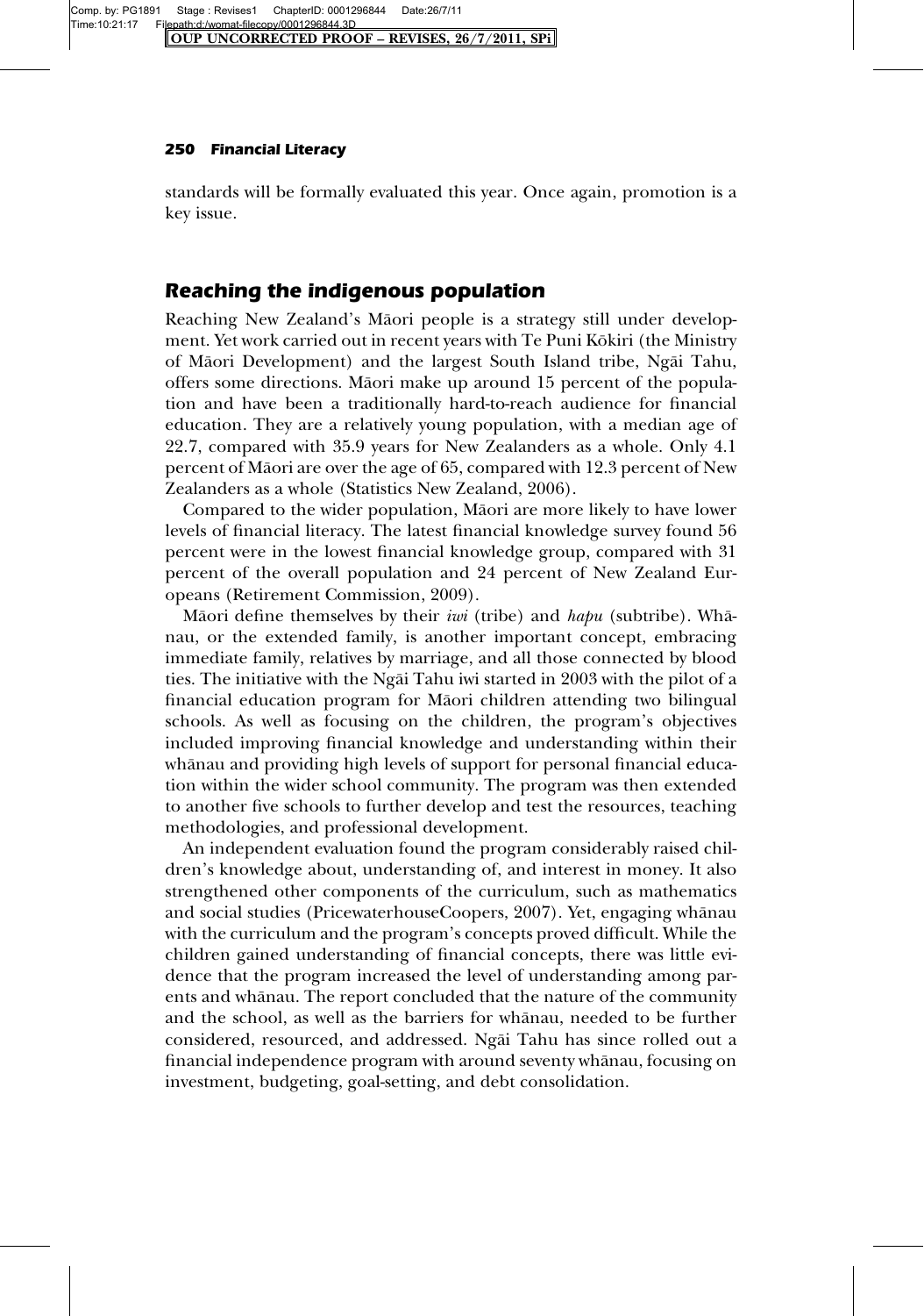standards will be formally evaluated this year. Once again, promotion is a key issue.

## Reaching the indigenous population

Reaching New Zealand's Māori people is a strategy still under development. Yet work carried out in recent years with Te Puni Kōkiri (the Ministry of Māori Development) and the largest South Island tribe, Ngāi Tahu, offers some directions. Māori make up around 15 percent of the population and have been a traditionally hard-to-reach audience for financial education. They are a relatively young population, with a median age of 22.7, compared with 35.9 years for New Zealanders as a whole. Only 4.1 percent of Māori are over the age of 65, compared with 12.3 percent of New Zealanders as a whole (Statistics New Zealand, 2006).

Compared to the wider population, Māori are more likely to have lower levels of financial literacy. The latest financial knowledge survey found 56 percent were in the lowest financial knowledge group, compared with 31 percent of the overall population and 24 percent of New Zealand Europeans (Retirement Commission, 2009).

Māori define themselves by their *iwi* (tribe) and *hapu* (subtribe). Whānau, or the extended family, is another important concept, embracing immediate family, relatives by marriage, and all those connected by blood ties. The initiative with the Ngāi Tahu iwi started in 2003 with the pilot of a financial education program for Māori children attending two bilingual schools. As well as focusing on the children, the program's objectives included improving financial knowledge and understanding within their whānau and providing high levels of support for personal financial education within the wider school community. The program was then extended to another five schools to further develop and test the resources, teaching methodologies, and professional development.

An independent evaluation found the program considerably raised children's knowledge about, understanding of, and interest in money. It also strengthened other components of the curriculum, such as mathematics and social studies (PricewaterhouseCoopers, 2007). Yet, engaging whānau with the curriculum and the program's concepts proved difficult. While the children gained understanding of financial concepts, there was little evidence that the program increased the level of understanding among parents and whānau. The report concluded that the nature of the community and the school, as well as the barriers for whānau, needed to be further considered, resourced, and addressed. Ngāi Tahu has since rolled out a financial independence program with around seventy whānau, focusing on investment, budgeting, goal-setting, and debt consolidation.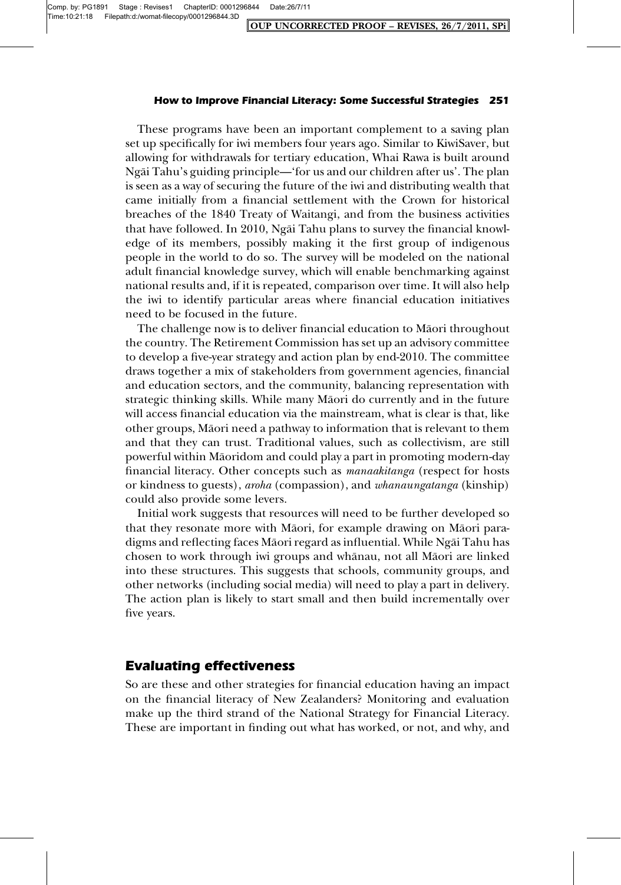These programs have been an important complement to a saving plan set up specifically for iwi members four years ago. Similar to KiwiSaver, but allowing for withdrawals for tertiary education, Whai Rawa is built around Ngāi Tahu's guiding principle—'for us and our children after us'. The plan is seen as a way of securing the future of the iwi and distributing wealth that came initially from a financial settlement with the Crown for historical breaches of the 1840 Treaty of Waitangi, and from the business activities that have followed. In 2010, Ngāi Tahu plans to survey the financial knowledge of its members, possibly making it the first group of indigenous people in the world to do so. The survey will be modeled on the national adult financial knowledge survey, which will enable benchmarking against national results and, if it is repeated, comparison over time. It will also help the iwi to identify particular areas where financial education initiatives need to be focused in the future.

The challenge now is to deliver financial education to Māori throughout the country. The Retirement Commission has set up an advisory committee to develop a five-year strategy and action plan by end-2010. The committee draws together a mix of stakeholders from government agencies, financial and education sectors, and the community, balancing representation with strategic thinking skills. While many Māori do currently and in the future will access financial education via the mainstream, what is clear is that, like other groups, Māori need a pathway to information that is relevant to them and that they can trust. Traditional values, such as collectivism, are still powerful within Māoridom and could play a part in promoting modern-day financial literacy. Other concepts such as *manaakitanga* (respect for hosts or kindness to guests), *aroha* (compassion), and *whanaungatanga* (kinship) could also provide some levers.

Initial work suggests that resources will need to be further developed so that they resonate more with Māori, for example drawing on Māori paradigms and reflecting faces Māori regard as influential. While Ngāi Tahu has chosen to work through iwi groups and whānau, not all Māori are linked into these structures. This suggests that schools, community groups, and other networks (including social media) will need to play a part in delivery. The action plan is likely to start small and then build incrementally over five years.

## Evaluating effectiveness

So are these and other strategies for financial education having an impact on the financial literacy of New Zealanders? Monitoring and evaluation make up the third strand of the National Strategy for Financial Literacy. These are important in finding out what has worked, or not, and why, and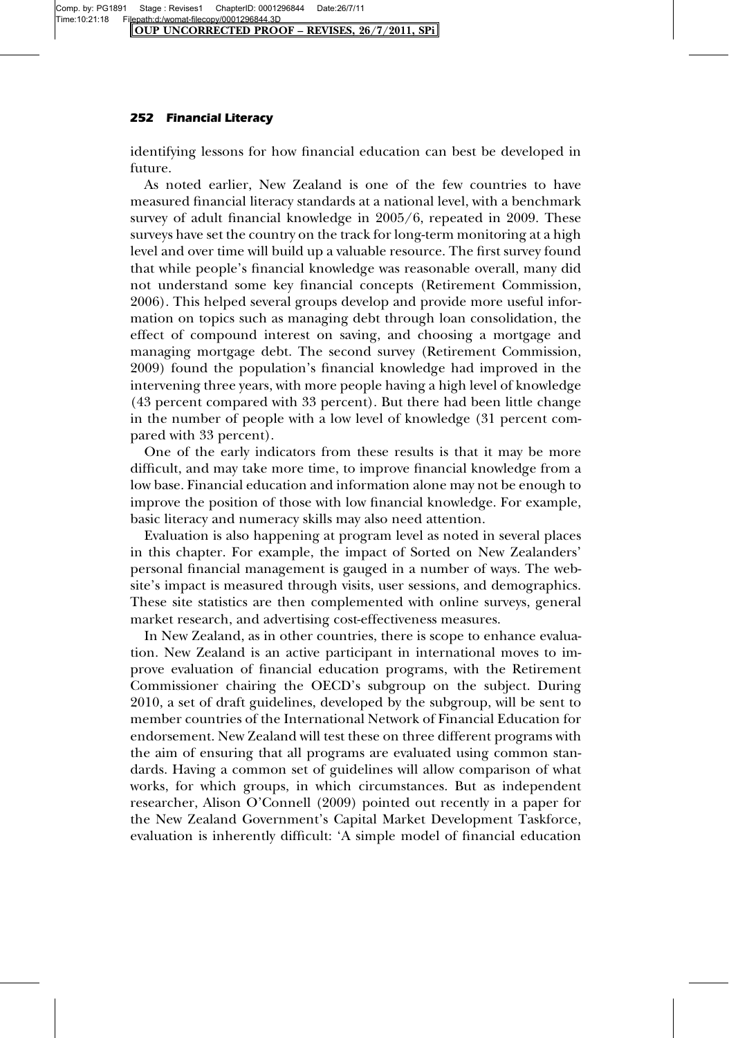identifying lessons for how financial education can best be developed in future.

As noted earlier, New Zealand is one of the few countries to have measured financial literacy standards at a national level, with a benchmark survey of adult financial knowledge in 2005/6, repeated in 2009. These surveys have set the country on the track for long-term monitoring at a high level and over time will build up a valuable resource. The first survey found that while people's financial knowledge was reasonable overall, many did not understand some key financial concepts (Retirement Commission, 2006). This helped several groups develop and provide more useful information on topics such as managing debt through loan consolidation, the effect of compound interest on saving, and choosing a mortgage and managing mortgage debt. The second survey (Retirement Commission, 2009) found the population's financial knowledge had improved in the intervening three years, with more people having a high level of knowledge (43 percent compared with 33 percent). But there had been little change in the number of people with a low level of knowledge (31 percent compared with 33 percent).

One of the early indicators from these results is that it may be more difficult, and may take more time, to improve financial knowledge from a low base. Financial education and information alone may not be enough to improve the position of those with low financial knowledge. For example, basic literacy and numeracy skills may also need attention.

Evaluation is also happening at program level as noted in several places in this chapter. For example, the impact of Sorted on New Zealanders' personal financial management is gauged in a number of ways. The website's impact is measured through visits, user sessions, and demographics. These site statistics are then complemented with online surveys, general market research, and advertising cost-effectiveness measures.

In New Zealand, as in other countries, there is scope to enhance evaluation. New Zealand is an active participant in international moves to improve evaluation of financial education programs, with the Retirement Commissioner chairing the OECD's subgroup on the subject. During 2010, a set of draft guidelines, developed by the subgroup, will be sent to member countries of the International Network of Financial Education for endorsement. New Zealand will test these on three different programs with the aim of ensuring that all programs are evaluated using common standards. Having a common set of guidelines will allow comparison of what works, for which groups, in which circumstances. But as independent researcher, Alison O'Connell (2009) pointed out recently in a paper for the New Zealand Government's Capital Market Development Taskforce, evaluation is inherently difficult: 'A simple model of financial education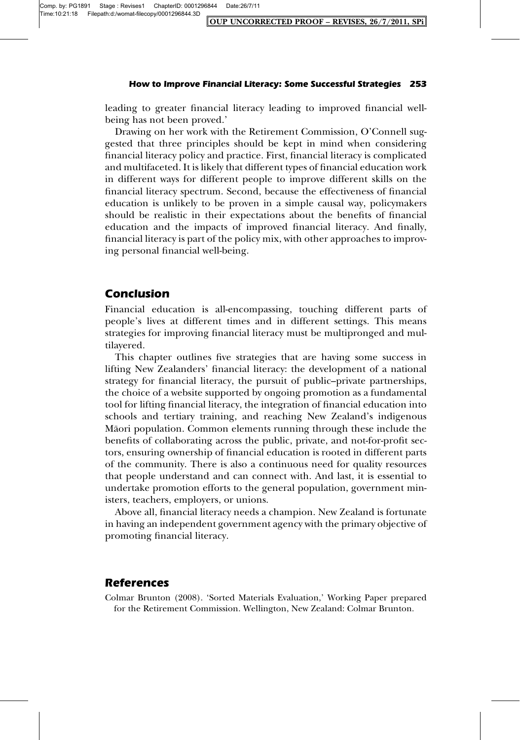leading to greater financial literacy leading to improved financial well-being has not been proved.'

Drawing on her work with the Retirement Commission, O'Connell suggested that three principles should be kept in mind when considering financial literacy policy and practice. First, financial literacy is complicated and multifaceted. It is likely that different types of financial education work in different ways for different people to improve different skills on the financial literacy spectrum. Second, because the effectiveness of financial education is unlikely to be proven in a simple causal way, policymakers should be realistic in their expectations about the benefits of financial education and the impacts of improved financial literacy. And finally, financial literacy is part of the policy mix, with other approaches to improving personal financial well-being.

## Conclusion

Financial education is all-encompassing, touching different parts of people's lives at different times and in different settings. This means strategies for improving financial literacy must be multipronged and multilayered.

This chapter outlines five strategies that are having some success in lifting New Zealanders' financial literacy: the development of a national strategy for financial literacy, the pursuit of public–private partnerships, the choice of a website supported by ongoing promotion as a fundamental tool for lifting financial literacy, the integration of financial education into schools and tertiary training, and reaching New Zealand's indigenous Māori population. Common elements running through these include the benefits of collaborating across the public, private, and not-for-profit sectors, ensuring ownership of financial education is rooted in different parts of the community. There is also a continuous need for quality resources that people understand and can connect with. And last, it is essential to undertake promotion efforts to the general population, government ministers, teachers, employers, or unions.

Above all, financial literacy needs a champion. New Zealand is fortunate in having an independent government agency with the primary objective of promoting financial literacy.

## References

Colmar Brunton (2008). 'Sorted Materials Evaluation,' Working Paper prepared for the Retirement Commission. Wellington, New Zealand: Colmar Brunton.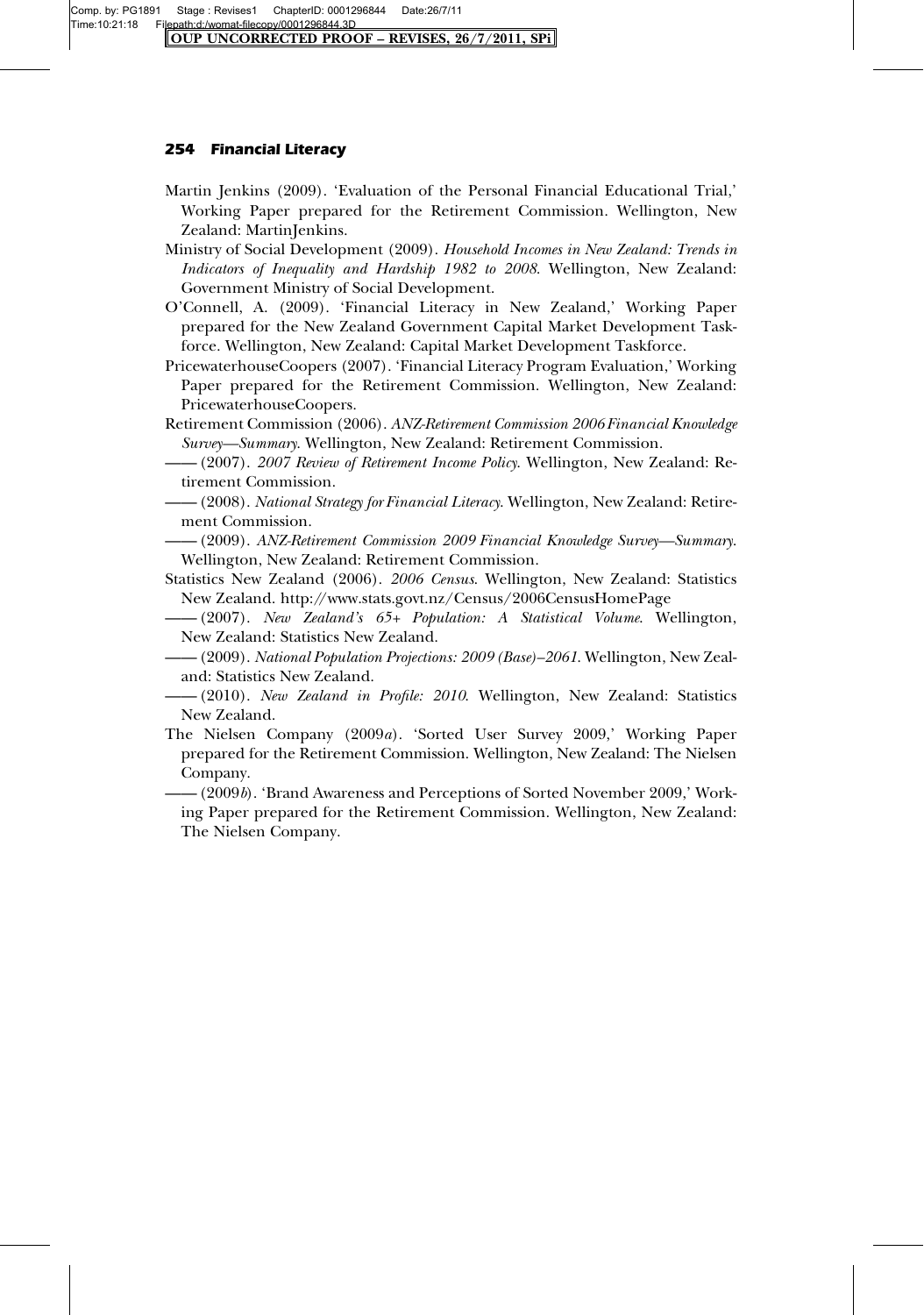Martin Jenkins (2009). 'Evaluation of the Personal Financial Educational Trial,' Working Paper prepared for the Retirement Commission. Wellington, New Zealand: MartinJenkins.

Ministry of Social Development (2009). *Household Incomes in New Zealand: Trends in Indicators of Inequality and Hardship 1982 to 2008*. Wellington, New Zealand: Government Ministry of Social Development.

O'Connell, A. (2009). 'Financial Literacy in New Zealand,' Working Paper prepared for the New Zealand Government Capital Market Development Taskforce. Wellington, New Zealand: Capital Market Development Taskforce.

PricewaterhouseCoopers (2007). 'Financial Literacy Program Evaluation,' Working Paper prepared for the Retirement Commission. Wellington, New Zealand: PricewaterhouseCoopers.

Retirement Commission (2006). *ANZ-Retirement Commission 2006 Financial Knowledge Survey—Summary*. Wellington, New Zealand: Retirement Commission.

—— (2007). *2007 Review of Retirement Income Policy*. Wellington, New Zealand: Retirement Commission.

—— (2008). *National Strategy for Financial Literacy*. Wellington, New Zealand: Retirement Commission.

—— (2009). *ANZ-Retirement Commission 2009 Financial Knowledge Survey—Summary*. Wellington, New Zealand: Retirement Commission.

Statistics New Zealand (2006). *2006 Census*. Wellington, New Zealand: Statistics New Zealand. http://www.stats.govt.nz/Census/2006CensusHomePage

—— (2007). *New Zealand's 65+ Population: A Statistical Volume*. Wellington, New Zealand: Statistics New Zealand.

—— (2009). *National Population Projections: 2009 (Base)–2061*. Wellington, New Zealand: Statistics New Zealand.

—— (2010). *New Zealand in Profile: 2010*. Wellington, New Zealand: Statistics New Zealand.

The Nielsen Company (2009*a*). 'Sorted User Survey 2009,' Working Paper prepared for the Retirement Commission. Wellington, New Zealand: The Nielsen Company.

—— (2009*b*). 'Brand Awareness and Perceptions of Sorted November 2009,' Working Paper prepared for the Retirement Commission. Wellington, New Zealand: The Nielsen Company.